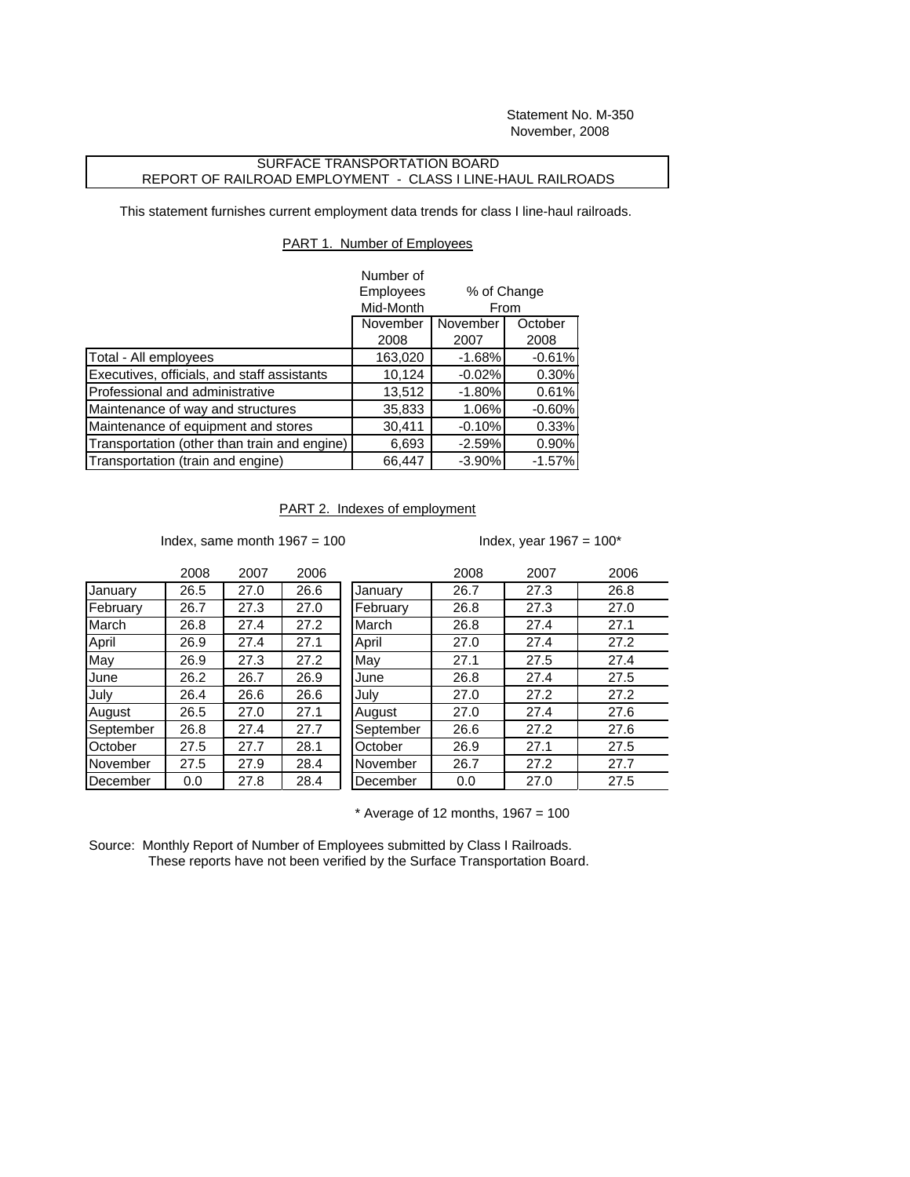Statement No. M-350
November, 2008

SURFACE TRANSPORTATION BOARD
REPORT OF RAILROAD EMPLOYMENT - CLASS I LINE-HAUL RAILROADS

This statement furnishes current employment data trends for class I line-haul railroads.

PART 1. Number of Employees

| | Number of Employees Mid-Month | % of Change From | |
|---|---|---|---|
| | November 2008 | November 2007 | October 2008 |
| Total - All employees | 163,020 | -1.68% | -0.61% |
| Executives, officials, and staff assistants | 10,124 | -0.02% | 0.30% |
| Professional and administrative | 13,512 | -1.80% | 0.61% |
| Maintenance of way and structures | 35,833 | 1.06% | -0.60% |
| Maintenance of equipment and stores | 30,411 | -0.10% | 0.33% |
| Transportation (other than train and engine) | 6,693 | -2.59% | 0.90% |
| Transportation (train and engine) | 66,447 | -3.90% | -1.57% |

PART 2. Indexes of employment

Index, same month 1967 = 100

| | 2008 | 2007 | 2006 |
|---|---|---|---|
| January | 26.5 | 27.0 | 26.6 |
| February | 26.7 | 27.3 | 27.0 |
| March | 26.8 | 27.4 | 27.2 |
| April | 26.9 | 27.4 | 27.1 |
| May | 26.9 | 27.3 | 27.2 |
| June | 26.2 | 26.7 | 26.9 |
| July | 26.4 | 26.6 | 26.6 |
| August | 26.5 | 27.0 | 27.1 |
| September | 26.8 | 27.4 | 27.7 |
| October | 27.5 | 27.7 | 28.1 |
| November | 27.5 | 27.9 | 28.4 |
| December | 0.0 | 27.8 | 28.4 |

Index, year 1967 = 100*

| | 2008 | 2007 | 2006 |
|---|---|---|---|
| January | 26.7 | 27.3 | 26.8 |
| February | 26.8 | 27.3 | 27.0 |
| March | 26.8 | 27.4 | 27.1 |
| April | 27.0 | 27.4 | 27.2 |
| May | 27.1 | 27.5 | 27.4 |
| June | 26.8 | 27.4 | 27.5 |
| July | 27.0 | 27.2 | 27.2 |
| August | 27.0 | 27.4 | 27.6 |
| September | 26.6 | 27.2 | 27.6 |
| October | 26.9 | 27.1 | 27.5 |
| November | 26.7 | 27.2 | 27.7 |
| December | 0.0 | 27.0 | 27.5 |

\* Average of 12 months, 1967 = 100

Source: Monthly Report of Number of Employees submitted by Class I Railroads.
These reports have not been verified by the Surface Transportation Board.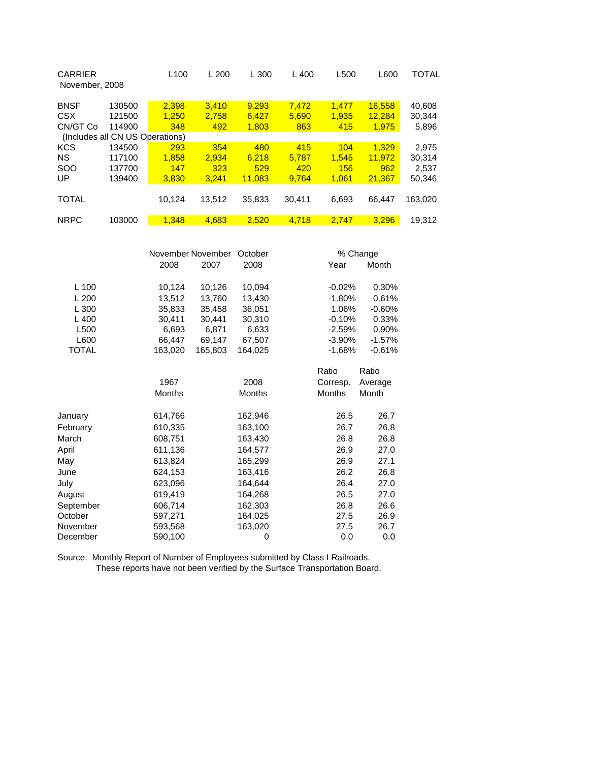| CARRIER November, 2008 | | L100 | L 200 | L 300 | L 400 | L500 | L600 | TOTAL |
|---|---|---|---|---|---|---|---|---|
| BNSF | 130500 | 2,398 | 3,410 | 9,293 | 7,472 | 1,477 | 16,558 | 40,608 |
| CSX | 121500 | 1,250 | 2,758 | 6,427 | 5,690 | 1,935 | 12,284 | 30,344 |
| CN/GT Co (Includes all CN US Operations) | 114900 | 348 | 492 | 1,803 | 863 | 415 | 1,975 | 5,896 |
| KCS | 134500 | 293 | 354 | 480 | 415 | 104 | 1,329 | 2,975 |
| NS | 117100 | 1,858 | 2,934 | 6,218 | 5,787 | 1,545 | 11,972 | 30,314 |
| SOO | 137700 | 147 | 323 | 529 | 420 | 156 | 962 | 2,537 |
| UP | 139400 | 3,830 | 3,241 | 11,083 | 9,764 | 1,061 | 21,367 | 50,346 |
| TOTAL | | 10,124 | 13,512 | 35,833 | 30,411 | 6,693 | 66,447 | 163,020 |
| NRPC | 103000 | 1,348 | 4,683 | 2,520 | 4,718 | 2,747 | 3,296 | 19,312 |

| | November 2008 | November 2007 | October 2008 | % Change Year | % Change Month |
|---|---|---|---|---|---|
| L 100 | 10,124 | 10,126 | 10,094 | -0.02% | 0.30% |
| L 200 | 13,512 | 13,760 | 13,430 | -1.80% | 0.61% |
| L 300 | 35,833 | 35,458 | 36,051 | 1.06% | -0.60% |
| L 400 | 30,411 | 30,441 | 30,310 | -0.10% | 0.33% |
| L500 | 6,693 | 6,871 | 6,633 | -2.59% | 0.90% |
| L600 | 66,447 | 69,147 | 67,507 | -3.90% | -1.57% |
| TOTAL | 163,020 | 165,803 | 164,025 | -1.68% | -0.61% |

| | 1967 Months | 2008 Months | Ratio Corresp. Months | Ratio Average Month |
|---|---|---|---|---|
| January | 614,766 | 162,946 | 26.5 | 26.7 |
| February | 610,335 | 163,100 | 26.7 | 26.8 |
| March | 608,751 | 163,430 | 26.8 | 26.8 |
| April | 611,136 | 164,577 | 26.9 | 27.0 |
| May | 613,824 | 165,299 | 26.9 | 27.1 |
| June | 624,153 | 163,416 | 26.2 | 26.8 |
| July | 623,096 | 164,644 | 26.4 | 27.0 |
| August | 619,419 | 164,268 | 26.5 | 27.0 |
| September | 606,714 | 162,303 | 26.8 | 26.6 |
| October | 597,271 | 164,025 | 27.5 | 26.9 |
| November | 593,568 | 163,020 | 27.5 | 26.7 |
| December | 590,100 | 0 | 0.0 | 0.0 |

Source: Monthly Report of Number of Employees submitted by Class I Railroads.
These reports have not been verified by the Surface Transportation Board.